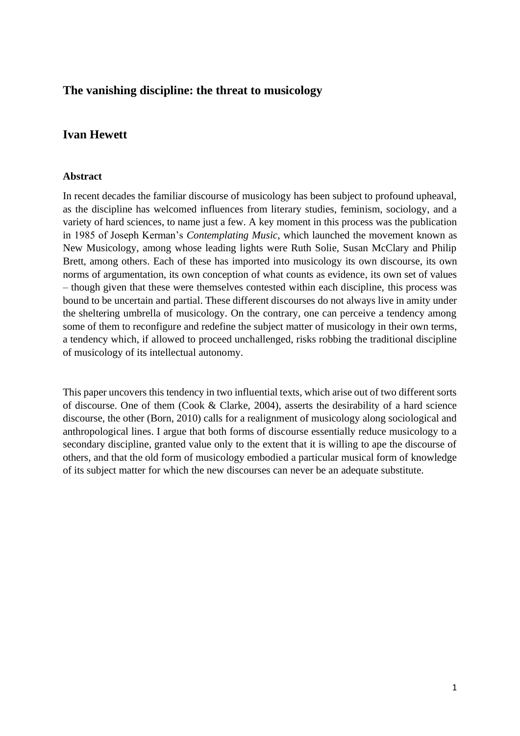## The vanishing discipline: the threat to musicology

## Ivan Hewett

### Abstract

In recent decades the familiar discourse of musicology has been subject to profound upheaval, as the discipline has welcomed influences from literary studies, feminism, sociology, and a variety of hard sciences, to name just a few. A key moment in this process was the publication in 1985 of Joseph Kerman's *Contemplating Music*, which launched the movement known as New Musicology, among whose leading lights were Ruth Solie, Susan McClary and Philip Brett, among others. Each of these has imported into musicology its own discourse, its own norms of argumentation, its own conception of what counts as evidence, its own set of values – though given that these were themselves contested within each discipline, this process was bound to be uncertain and partial. These different discourses do not always live in amity under the sheltering umbrella of musicology. On the contrary, one can perceive a tendency among some of them to reconfigure and redefine the subject matter of musicology in their own terms, a tendency which, if allowed to proceed unchallenged, risks robbing the traditional discipline of musicology of its intellectual autonomy.

This paper uncovers this tendency in two influential texts, which arise out of two different sorts of discourse. One of them (Cook & Clarke, 2004), asserts the desirability of a hard science discourse, the other (Born, 2010) calls for a realignment of musicology along sociological and anthropological lines. I argue that both forms of discourse essentially reduce musicology to a secondary discipline, granted value only to the extent that it is willing to ape the discourse of others, and that the old form of musicology embodied a particular musical form of knowledge of its subject matter for which the new discourses can never be an adequate substitute.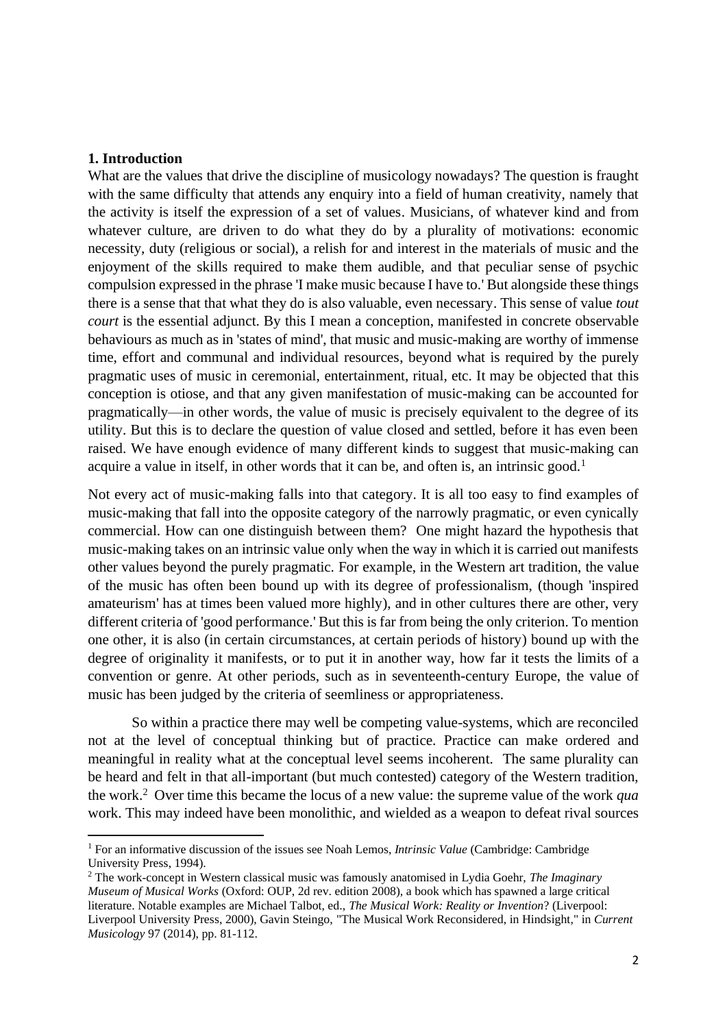## 1. Introduction

What are the values that drive the discipline of musicology nowadays? The question is fraught with the same difficulty that attends any enquiry into a field of human creativity, namely that the activity is itself the expression of a set of values. Musicians, of whatever kind and from whatever culture, are driven to do what they do by a plurality of motivations: economic necessity, duty (religious or social), a relish for and interest in the materials of music and the enjoyment of the skills required to make them audible, and that peculiar sense of psychic compulsion expressed in the phrase 'I make music because I have to.' But alongside these things there is a sense that that what they do is also valuable, even necessary. This sense of value *tout court* is the essential adjunct. By this I mean a conception, manifested in concrete observable behaviours as much as in 'states of mind', that music and music-making are worthy of immense time, effort and communal and individual resources, beyond what is required by the purely pragmatic uses of music in ceremonial, entertainment, ritual, etc. It may be objected that this conception is otiose, and that any given manifestation of music-making can be accounted for pragmatically—in other words, the value of music is precisely equivalent to the degree of its utility. But this is to declare the question of value closed and settled, before it has even been raised. We have enough evidence of many different kinds to suggest that music-making can acquire a value in itself, in other words that it can be, and often is, an intrinsic good.[1]

Not every act of music-making falls into that category. It is all too easy to find examples of music-making that fall into the opposite category of the narrowly pragmatic, or even cynically commercial. How can one distinguish between them? One might hazard the hypothesis that music-making takes on an intrinsic value only when the way in which it is carried out manifests other values beyond the purely pragmatic. For example, in the Western art tradition, the value of the music has often been bound up with its degree of professionalism, (though 'inspired amateurism' has at times been valued more highly), and in other cultures there are other, very different criteria of 'good performance.' But this is far from being the only criterion. To mention one other, it is also (in certain circumstances, at certain periods of history) bound up with the degree of originality it manifests, or to put it in another way, how far it tests the limits of a convention or genre. At other periods, such as in seventeenth-century Europe, the value of music has been judged by the criteria of seemliness or appropriateness.

So within a practice there may well be competing value-systems, which are reconciled not at the level of conceptual thinking but of practice. Practice can make ordered and meaningful in reality what at the conceptual level seems incoherent. The same plurality can be heard and felt in that all-important (but much contested) category of the Western tradition, the work.[2] Over time this became the locus of a new value: the supreme value of the work *qua* work. This may indeed have been monolithic, and wielded as a weapon to defeat rival sources

---

[1] For an informative discussion of the issues see Noah Lemos, *Intrinsic Value* (Cambridge: Cambridge University Press, 1994).

[2] The work-concept in Western classical music was famously anatomised in Lydia Goehr, *The Imaginary Museum of Musical Works* (Oxford: OUP, 2d rev. edition 2008), a book which has spawned a large critical literature. Notable examples are Michael Talbot, ed., *The Musical Work: Reality or Invention*? (Liverpool: Liverpool University Press, 2000), Gavin Steingo, "The Musical Work Reconsidered, in Hindsight," in *Current Musicology* 97 (2014), pp. 81-112.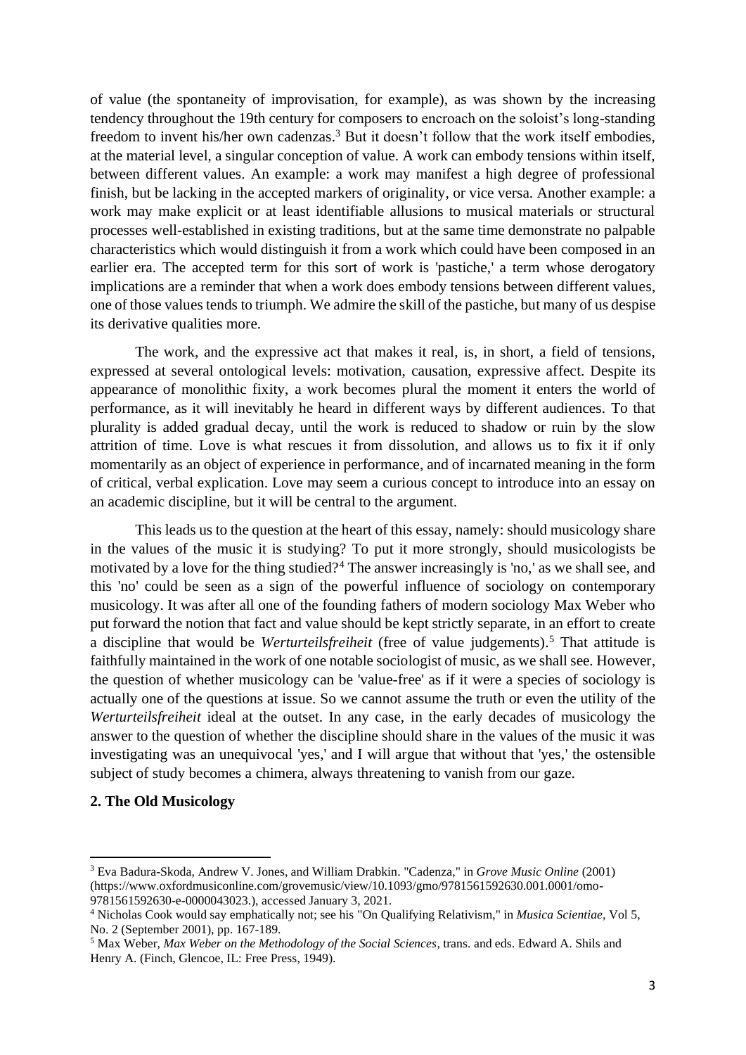of value (the spontaneity of improvisation, for example), as was shown by the increasing tendency throughout the 19th century for composers to encroach on the soloist's long-standing freedom to invent his/her own cadenzas.[3] But it doesn't follow that the work itself embodies, at the material level, a singular conception of value. A work can embody tensions within itself, between different values. An example: a work may manifest a high degree of professional finish, but be lacking in the accepted markers of originality, or vice versa. Another example: a work may make explicit or at least identifiable allusions to musical materials or structural processes well-established in existing traditions, but at the same time demonstrate no palpable characteristics which would distinguish it from a work which could have been composed in an earlier era. The accepted term for this sort of work is 'pastiche,' a term whose derogatory implications are a reminder that when a work does embody tensions between different values, one of those values tends to triumph. We admire the skill of the pastiche, but many of us despise its derivative qualities more.

The work, and the expressive act that makes it real, is, in short, a field of tensions, expressed at several ontological levels: motivation, causation, expressive affect. Despite its appearance of monolithic fixity, a work becomes plural the moment it enters the world of performance, as it will inevitably he heard in different ways by different audiences. To that plurality is added gradual decay, until the work is reduced to shadow or ruin by the slow attrition of time. Love is what rescues it from dissolution, and allows us to fix it if only momentarily as an object of experience in performance, and of incarnated meaning in the form of critical, verbal explication. Love may seem a curious concept to introduce into an essay on an academic discipline, but it will be central to the argument.

This leads us to the question at the heart of this essay, namely: should musicology share in the values of the music it is studying? To put it more strongly, should musicologists be motivated by a love for the thing studied?[4] The answer increasingly is 'no,' as we shall see, and this 'no' could be seen as a sign of the powerful influence of sociology on contemporary musicology. It was after all one of the founding fathers of modern sociology Max Weber who put forward the notion that fact and value should be kept strictly separate, in an effort to create a discipline that would be *Werturteilsfreiheit* (free of value judgements).[5] That attitude is faithfully maintained in the work of one notable sociologist of music, as we shall see. However, the question of whether musicology can be 'value-free' as if it were a species of sociology is actually one of the questions at issue. So we cannot assume the truth or even the utility of the *Werturteilsfreiheit* ideal at the outset. In any case, in the early decades of musicology the answer to the question of whether the discipline should share in the values of the music it was investigating was an unequivocal 'yes,' and I will argue that without that 'yes,' the ostensible subject of study becomes a chimera, always threatening to vanish from our gaze.

## 2. The Old Musicology

---

[3] Eva Badura-Skoda, Andrew V. Jones, and William Drabkin. "Cadenza," in *Grove Music Online* (2001) (https://www.oxfordmusiconline.com/grovemusic/view/10.1093/gmo/9781561592630.001.0001/omo-9781561592630-e-0000043023.), accessed January 3, 2021.

[4] Nicholas Cook would say emphatically not; see his "On Qualifying Relativism," in *Musica Scientiae*, Vol 5, No. 2 (September 2001), pp. 167-189.

[5] Max Weber, *Max Weber on the Methodology of the Social Sciences*, trans. and eds. Edward A. Shils and Henry A. (Finch, Glencoe, IL: Free Press, 1949).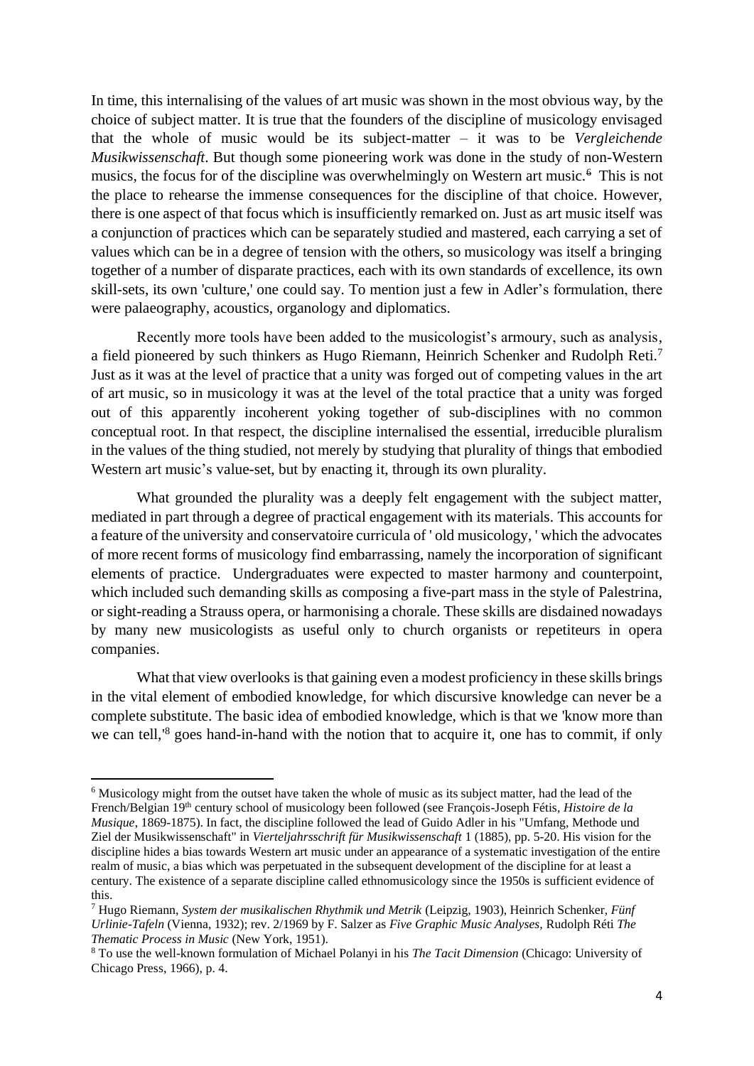In time, this internalising of the values of art music was shown in the most obvious way, by the choice of subject matter. It is true that the founders of the discipline of musicology envisaged that the whole of music would be its subject-matter – it was to be *Vergleichende Musikwissenschaft*. But though some pioneering work was done in the study of non-Western musics, the focus for of the discipline was overwhelmingly on Western art music.[6] This is not the place to rehearse the immense consequences for the discipline of that choice. However, there is one aspect of that focus which is insufficiently remarked on. Just as art music itself was a conjunction of practices which can be separately studied and mastered, each carrying a set of values which can be in a degree of tension with the others, so musicology was itself a bringing together of a number of disparate practices, each with its own standards of excellence, its own skill-sets, its own 'culture,' one could say. To mention just a few in Adler's formulation, there were palaeography, acoustics, organology and diplomatics.

Recently more tools have been added to the musicologist's armoury, such as analysis, a field pioneered by such thinkers as Hugo Riemann, Heinrich Schenker and Rudolph Reti.[7] Just as it was at the level of practice that a unity was forged out of competing values in the art of art music, so in musicology it was at the level of the total practice that a unity was forged out of this apparently incoherent yoking together of sub-disciplines with no common conceptual root. In that respect, the discipline internalised the essential, irreducible pluralism in the values of the thing studied, not merely by studying that plurality of things that embodied Western art music's value-set, but by enacting it, through its own plurality.

What grounded the plurality was a deeply felt engagement with the subject matter, mediated in part through a degree of practical engagement with its materials. This accounts for a feature of the university and conservatoire curricula of ' old musicology, ' which the advocates of more recent forms of musicology find embarrassing, namely the incorporation of significant elements of practice. Undergraduates were expected to master harmony and counterpoint, which included such demanding skills as composing a five-part mass in the style of Palestrina, or sight-reading a Strauss opera, or harmonising a chorale. These skills are disdained nowadays by many new musicologists as useful only to church organists or repetiteurs in opera companies.

What that view overlooks is that gaining even a modest proficiency in these skills brings in the vital element of embodied knowledge, for which discursive knowledge can never be a complete substitute. The basic idea of embodied knowledge, which is that we 'know more than we can tell,'[8] goes hand-in-hand with the notion that to acquire it, one has to commit, if only

---

[6] Musicology might from the outset have taken the whole of music as its subject matter, had the lead of the French/Belgian 19th century school of musicology been followed (see François-Joseph Fétis, *Histoire de la Musique*, 1869-1875). In fact, the discipline followed the lead of Guido Adler in his "Umfang, Methode und Ziel der Musikwissenschaft" in *Vierteljahrsschrift für Musikwissenschaft* 1 (1885), pp. 5-20. His vision for the discipline hides a bias towards Western art music under an appearance of a systematic investigation of the entire realm of music, a bias which was perpetuated in the subsequent development of the discipline for at least a century. The existence of a separate discipline called ethnomusicology since the 1950s is sufficient evidence of this.

[7] Hugo Riemann, *System der musikalischen Rhythmik und Metrik* (Leipzig, 1903), Heinrich Schenker, *Fünf Urlinie-Tafeln* (Vienna, 1932); rev. 2/1969 by F. Salzer as *Five Graphic Music Analyses*, Rudolph Réti *The Thematic Process in Music* (New York, 1951).

[8] To use the well-known formulation of Michael Polanyi in his *The Tacit Dimension* (Chicago: University of Chicago Press, 1966), p. 4.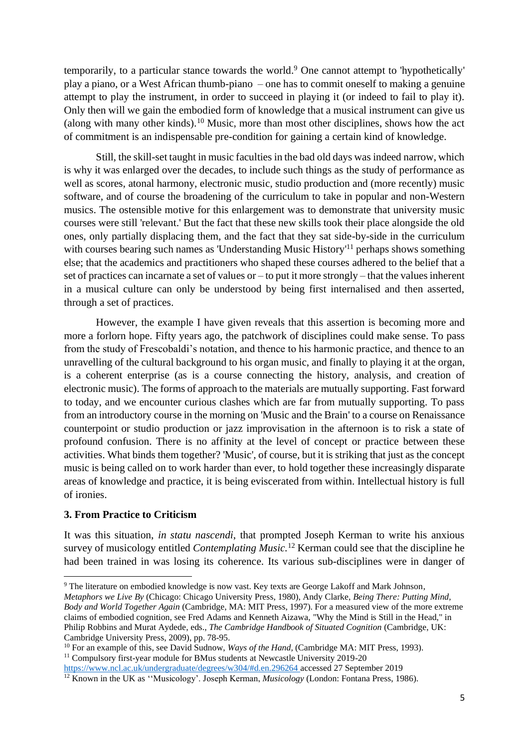temporarily, to a particular stance towards the world.[9] One cannot attempt to 'hypothetically' play a piano, or a West African thumb-piano – one has to commit oneself to making a genuine attempt to play the instrument, in order to succeed in playing it (or indeed to fail to play it). Only then will we gain the embodied form of knowledge that a musical instrument can give us (along with many other kinds).[10] Music, more than most other disciplines, shows how the act of commitment is an indispensable pre-condition for gaining a certain kind of knowledge.

Still, the skill-set taught in music faculties in the bad old days was indeed narrow, which is why it was enlarged over the decades, to include such things as the study of performance as well as scores, atonal harmony, electronic music, studio production and (more recently) music software, and of course the broadening of the curriculum to take in popular and non-Western musics. The ostensible motive for this enlargement was to demonstrate that university music courses were still 'relevant.' But the fact that these new skills took their place alongside the old ones, only partially displacing them, and the fact that they sat side-by-side in the curriculum with courses bearing such names as 'Understanding Music History'[11] perhaps shows something else; that the academics and practitioners who shaped these courses adhered to the belief that a set of practices can incarnate a set of values or – to put it more strongly – that the values inherent in a musical culture can only be understood by being first internalised and then asserted, through a set of practices.

However, the example I have given reveals that this assertion is becoming more and more a forlorn hope. Fifty years ago, the patchwork of disciplines could make sense. To pass from the study of Frescobaldi's notation, and thence to his harmonic practice, and thence to an unravelling of the cultural background to his organ music, and finally to playing it at the organ, is a coherent enterprise (as is a course connecting the history, analysis, and creation of electronic music). The forms of approach to the materials are mutually supporting. Fast forward to today, and we encounter curious clashes which are far from mutually supporting. To pass from an introductory course in the morning on 'Music and the Brain' to a course on Renaissance counterpoint or studio production or jazz improvisation in the afternoon is to risk a state of profound confusion. There is no affinity at the level of concept or practice between these activities. What binds them together? 'Music', of course, but it is striking that just as the concept music is being called on to work harder than ever, to hold together these increasingly disparate areas of knowledge and practice, it is being eviscerated from within. Intellectual history is full of ironies.

### 3. From Practice to Criticism

It was this situation, *in statu nascendi*, that prompted Joseph Kerman to write his anxious survey of musicology entitled *Contemplating Music.*[12] Kerman could see that the discipline he had been trained in was losing its coherence. Its various sub-disciplines were in danger of

---

[9] The literature on embodied knowledge is now vast. Key texts are George Lakoff and Mark Johnson, *Metaphors we Live By* (Chicago: Chicago University Press, 1980), Andy Clarke, *Being There: Putting Mind, Body and World Together Again* (Cambridge, MA: MIT Press, 1997). For a measured view of the more extreme claims of embodied cognition, see Fred Adams and Kenneth Aizawa, "Why the Mind is Still in the Head," in Philip Robbins and Murat Aydede, eds., *The Cambridge Handbook of Situated Cognition* (Cambridge, UK: Cambridge University Press, 2009), pp. 78-95.

[10] For an example of this, see David Sudnow, *Ways of the Hand*, (Cambridge MA: MIT Press, 1993).

[11] Compulsory first-year module for BMus students at Newcastle University 2019-20 https://www.ncl.ac.uk/undergraduate/degrees/w304/#d.en.296264 accessed 27 September 2019

[12] Known in the UK as ''Musicology'. Joseph Kerman, *Musicology* (London: Fontana Press, 1986).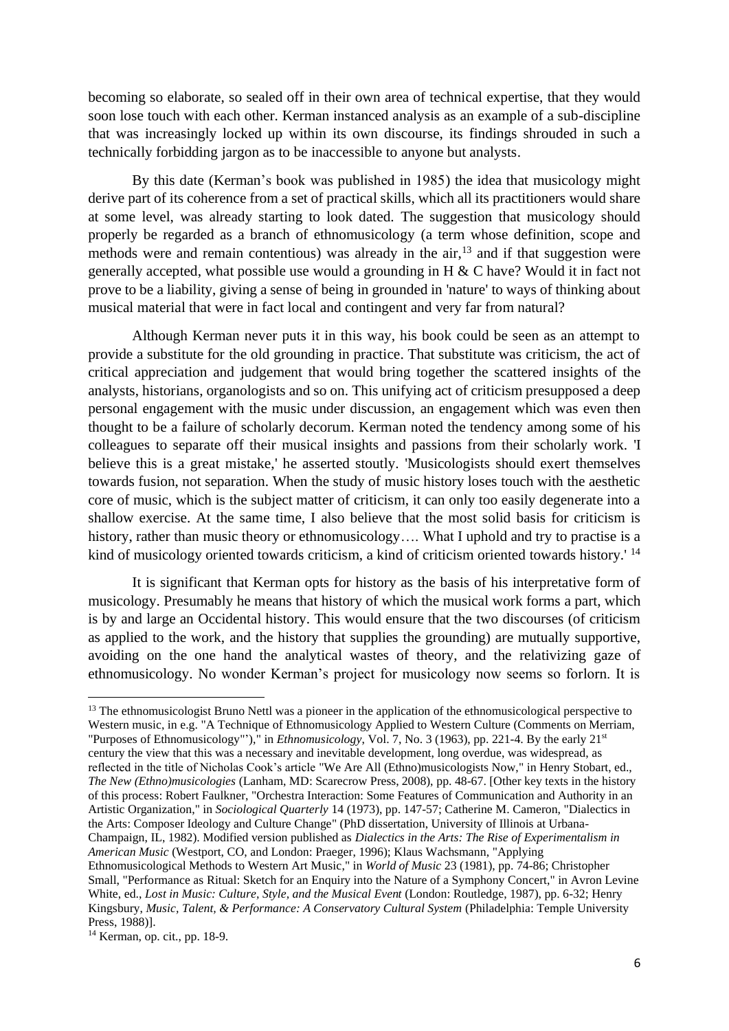becoming so elaborate, so sealed off in their own area of technical expertise, that they would soon lose touch with each other. Kerman instanced analysis as an example of a sub-discipline that was increasingly locked up within its own discourse, its findings shrouded in such a technically forbidding jargon as to be inaccessible to anyone but analysts.

By this date (Kerman's book was published in 1985) the idea that musicology might derive part of its coherence from a set of practical skills, which all its practitioners would share at some level, was already starting to look dated. The suggestion that musicology should properly be regarded as a branch of ethnomusicology (a term whose definition, scope and methods were and remain contentious) was already in the air,[13] and if that suggestion were generally accepted, what possible use would a grounding in H & C have? Would it in fact not prove to be a liability, giving a sense of being in grounded in 'nature' to ways of thinking about musical material that were in fact local and contingent and very far from natural?

Although Kerman never puts it in this way, his book could be seen as an attempt to provide a substitute for the old grounding in practice. That substitute was criticism, the act of critical appreciation and judgement that would bring together the scattered insights of the analysts, historians, organologists and so on. This unifying act of criticism presupposed a deep personal engagement with the music under discussion, an engagement which was even then thought to be a failure of scholarly decorum. Kerman noted the tendency among some of his colleagues to separate off their musical insights and passions from their scholarly work. 'I believe this is a great mistake,' he asserted stoutly. 'Musicologists should exert themselves towards fusion, not separation. When the study of music history loses touch with the aesthetic core of music, which is the subject matter of criticism, it can only too easily degenerate into a shallow exercise. At the same time, I also believe that the most solid basis for criticism is history, rather than music theory or ethnomusicology…. What I uphold and try to practise is a kind of musicology oriented towards criticism, a kind of criticism oriented towards history.' [14]

It is significant that Kerman opts for history as the basis of his interpretative form of musicology. Presumably he means that history of which the musical work forms a part, which is by and large an Occidental history. This would ensure that the two discourses (of criticism as applied to the work, and the history that supplies the grounding) are mutually supportive, avoiding on the one hand the analytical wastes of theory, and the relativizing gaze of ethnomusicology. No wonder Kerman's project for musicology now seems so forlorn. It is

---

[13] The ethnomusicologist Bruno Nettl was a pioneer in the application of the ethnomusicological perspective to Western music, in e.g. "A Technique of Ethnomusicology Applied to Western Culture (Comments on Merriam, "Purposes of Ethnomusicology"')," in *Ethnomusicology*, Vol. 7, No. 3 (1963), pp. 221-4. By the early 21st century the view that this was a necessary and inevitable development, long overdue, was widespread, as reflected in the title of Nicholas Cook's article "We Are All (Ethno)musicologists Now," in Henry Stobart, ed., *The New (Ethno)musicologies* (Lanham, MD: Scarecrow Press, 2008), pp. 48-67. [Other key texts in the history of this process: Robert Faulkner, "Orchestra Interaction: Some Features of Communication and Authority in an Artistic Organization," in *Sociological Quarterly* 14 (1973), pp. 147-57; Catherine M. Cameron, "Dialectics in the Arts: Composer Ideology and Culture Change" (PhD dissertation, University of Illinois at Urbana-Champaign, IL, 1982). Modified version published as *Dialectics in the Arts: The Rise of Experimentalism in American Music* (Westport, CO, and London: Praeger, 1996); Klaus Wachsmann, "Applying Ethnomusicological Methods to Western Art Music," in *World of Music* 23 (1981), pp. 74-86; Christopher Small, "Performance as Ritual: Sketch for an Enquiry into the Nature of a Symphony Concert," in Avron Levine White, ed., *Lost in Music: Culture, Style, and the Musical Event* (London: Routledge, 1987), pp. 6-32; Henry Kingsbury, *Music, Talent, & Performance: A Conservatory Cultural System* (Philadelphia: Temple University Press, 1988)].

[14] Kerman, op. cit., pp. 18-9.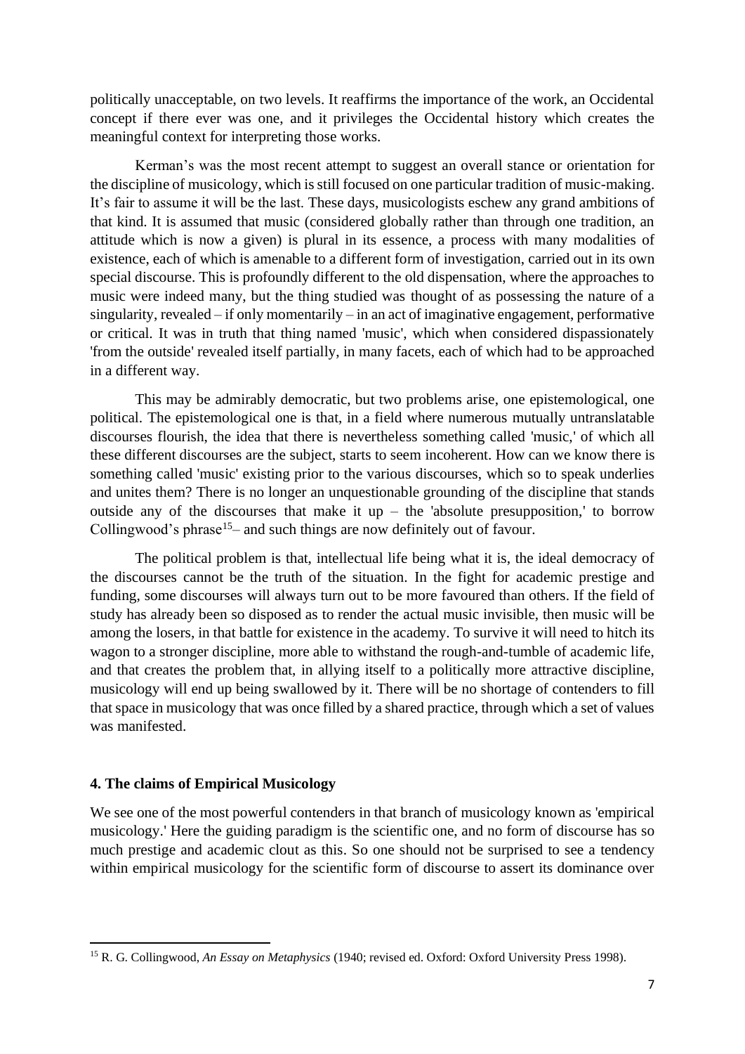politically unacceptable, on two levels. It reaffirms the importance of the work, an Occidental concept if there ever was one, and it privileges the Occidental history which creates the meaningful context for interpreting those works.

Kerman's was the most recent attempt to suggest an overall stance or orientation for the discipline of musicology, which is still focused on one particular tradition of music-making. It's fair to assume it will be the last. These days, musicologists eschew any grand ambitions of that kind. It is assumed that music (considered globally rather than through one tradition, an attitude which is now a given) is plural in its essence, a process with many modalities of existence, each of which is amenable to a different form of investigation, carried out in its own special discourse. This is profoundly different to the old dispensation, where the approaches to music were indeed many, but the thing studied was thought of as possessing the nature of a singularity, revealed – if only momentarily – in an act of imaginative engagement, performative or critical. It was in truth that thing named 'music', which when considered dispassionately 'from the outside' revealed itself partially, in many facets, each of which had to be approached in a different way.

This may be admirably democratic, but two problems arise, one epistemological, one political. The epistemological one is that, in a field where numerous mutually untranslatable discourses flourish, the idea that there is nevertheless something called 'music,' of which all these different discourses are the subject, starts to seem incoherent. How can we know there is something called 'music' existing prior to the various discourses, which so to speak underlies and unites them? There is no longer an unquestionable grounding of the discipline that stands outside any of the discourses that make it up – the 'absolute presupposition,' to borrow Collingwood's phrase[15]– and such things are now definitely out of favour.

The political problem is that, intellectual life being what it is, the ideal democracy of the discourses cannot be the truth of the situation. In the fight for academic prestige and funding, some discourses will always turn out to be more favoured than others. If the field of study has already been so disposed as to render the actual music invisible, then music will be among the losers, in that battle for existence in the academy. To survive it will need to hitch its wagon to a stronger discipline, more able to withstand the rough-and-tumble of academic life, and that creates the problem that, in allying itself to a politically more attractive discipline, musicology will end up being swallowed by it. There will be no shortage of contenders to fill that space in musicology that was once filled by a shared practice, through which a set of values was manifested.

### 4. The claims of Empirical Musicology

We see one of the most powerful contenders in that branch of musicology known as 'empirical musicology.' Here the guiding paradigm is the scientific one, and no form of discourse has so much prestige and academic clout as this. So one should not be surprised to see a tendency within empirical musicology for the scientific form of discourse to assert its dominance over

---

[15] R. G. Collingwood, *An Essay on Metaphysics* (1940; revised ed. Oxford: Oxford University Press 1998).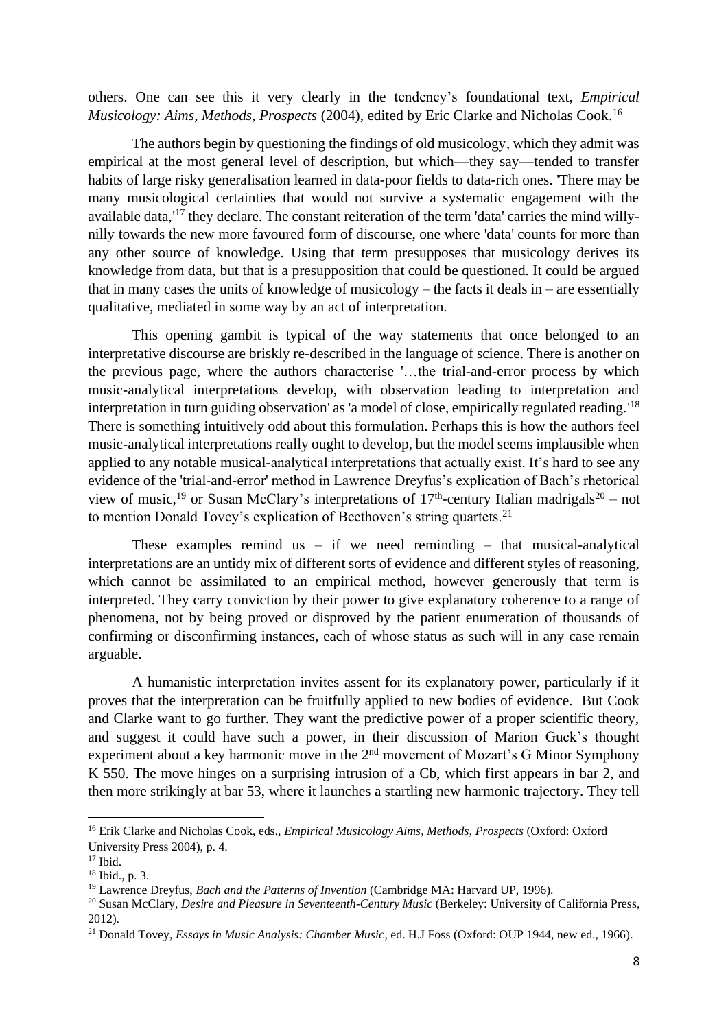others. One can see this it very clearly in the tendency's foundational text, *Empirical Musicology: Aims, Methods, Prospects* (2004), edited by Eric Clarke and Nicholas Cook.[16]

The authors begin by questioning the findings of old musicology, which they admit was empirical at the most general level of description, but which—they say—tended to transfer habits of large risky generalisation learned in data-poor fields to data-rich ones. 'There may be many musicological certainties that would not survive a systematic engagement with the available data,'[17] they declare. The constant reiteration of the term 'data' carries the mind willy-nilly towards the new more favoured form of discourse, one where 'data' counts for more than any other source of knowledge. Using that term presupposes that musicology derives its knowledge from data, but that is a presupposition that could be questioned. It could be argued that in many cases the units of knowledge of musicology – the facts it deals in – are essentially qualitative, mediated in some way by an act of interpretation.

This opening gambit is typical of the way statements that once belonged to an interpretative discourse are briskly re-described in the language of science. There is another on the previous page, where the authors characterise '…the trial-and-error process by which music-analytical interpretations develop, with observation leading to interpretation and interpretation in turn guiding observation' as 'a model of close, empirically regulated reading.'[18] There is something intuitively odd about this formulation. Perhaps this is how the authors feel music-analytical interpretations really ought to develop, but the model seems implausible when applied to any notable musical-analytical interpretations that actually exist. It's hard to see any evidence of the 'trial-and-error' method in Lawrence Dreyfus's explication of Bach's rhetorical view of music,[19] or Susan McClary's interpretations of 17th-century Italian madrigals[20] – not to mention Donald Tovey's explication of Beethoven's string quartets.[21]

These examples remind us – if we need reminding – that musical-analytical interpretations are an untidy mix of different sorts of evidence and different styles of reasoning, which cannot be assimilated to an empirical method, however generously that term is interpreted. They carry conviction by their power to give explanatory coherence to a range of phenomena, not by being proved or disproved by the patient enumeration of thousands of confirming or disconfirming instances, each of whose status as such will in any case remain arguable.

A humanistic interpretation invites assent for its explanatory power, particularly if it proves that the interpretation can be fruitfully applied to new bodies of evidence. But Cook and Clarke want to go further. They want the predictive power of a proper scientific theory, and suggest it could have such a power, in their discussion of Marion Guck's thought experiment about a key harmonic move in the 2nd movement of Mozart's G Minor Symphony K 550. The move hinges on a surprising intrusion of a Cb, which first appears in bar 2, and then more strikingly at bar 53, where it launches a startling new harmonic trajectory. They tell

[16] Erik Clarke and Nicholas Cook, eds., *Empirical Musicology Aims, Methods, Prospects* (Oxford: Oxford University Press 2004), p. 4.

[17] Ibid.

[18] Ibid., p. 3.

[19] Lawrence Dreyfus, *Bach and the Patterns of Invention* (Cambridge MA: Harvard UP, 1996).

[20] Susan McClary, *Desire and Pleasure in Seventeenth-Century Music* (Berkeley: University of California Press, 2012).

[21] Donald Tovey, *Essays in Music Analysis: Chamber Music*, ed. H.J Foss (Oxford: OUP 1944, new ed., 1966).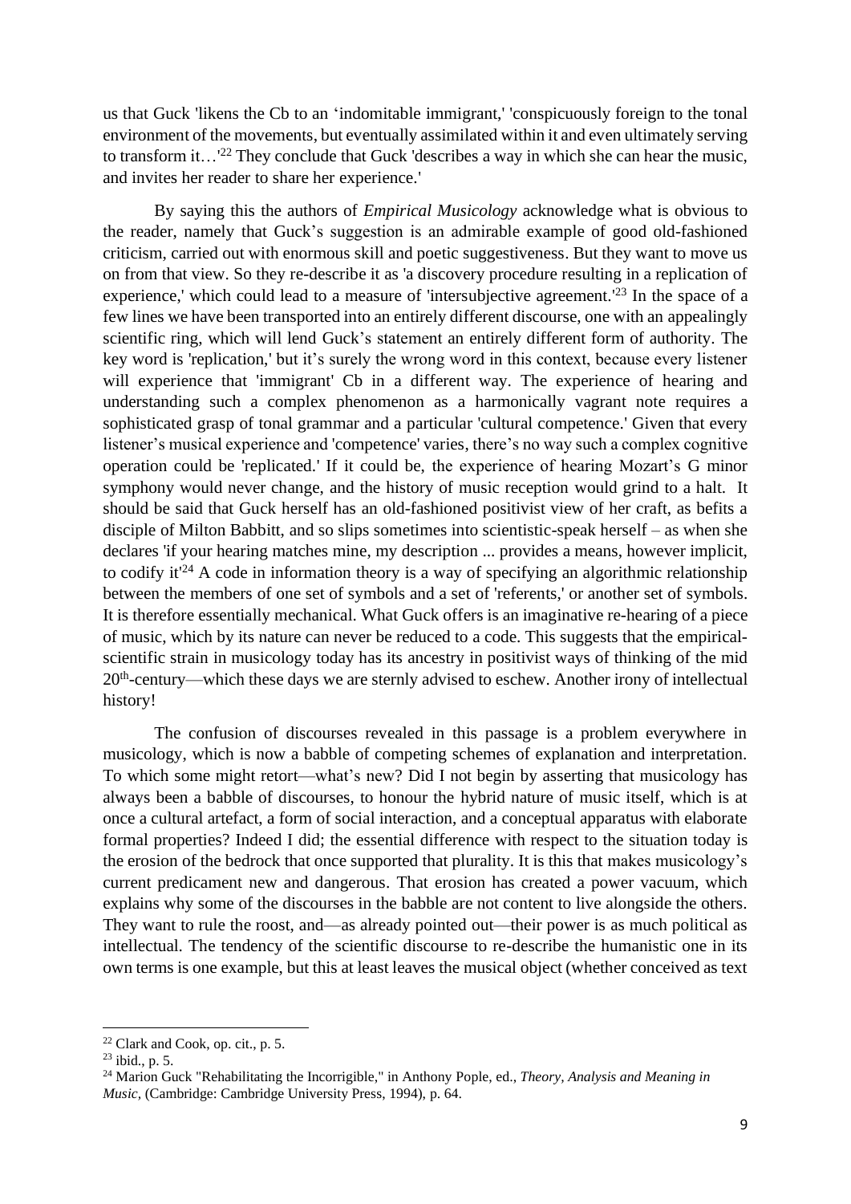us that Guck 'likens the Cb to an 'indomitable immigrant,' 'conspicuously foreign to the tonal environment of the movements, but eventually assimilated within it and even ultimately serving to transform it…'[22] They conclude that Guck 'describes a way in which she can hear the music, and invites her reader to share her experience.'

By saying this the authors of *Empirical Musicology* acknowledge what is obvious to the reader, namely that Guck's suggestion is an admirable example of good old-fashioned criticism, carried out with enormous skill and poetic suggestiveness. But they want to move us on from that view. So they re-describe it as 'a discovery procedure resulting in a replication of experience,' which could lead to a measure of 'intersubjective agreement.'[23] In the space of a few lines we have been transported into an entirely different discourse, one with an appealingly scientific ring, which will lend Guck's statement an entirely different form of authority. The key word is 'replication,' but it's surely the wrong word in this context, because every listener will experience that 'immigrant' Cb in a different way. The experience of hearing and understanding such a complex phenomenon as a harmonically vagrant note requires a sophisticated grasp of tonal grammar and a particular 'cultural competence.' Given that every listener's musical experience and 'competence' varies, there's no way such a complex cognitive operation could be 'replicated.' If it could be, the experience of hearing Mozart's G minor symphony would never change, and the history of music reception would grind to a halt. It should be said that Guck herself has an old-fashioned positivist view of her craft, as befits a disciple of Milton Babbitt, and so slips sometimes into scientistic-speak herself – as when she declares 'if your hearing matches mine, my description ... provides a means, however implicit, to codify it'[24] A code in information theory is a way of specifying an algorithmic relationship between the members of one set of symbols and a set of 'referents,' or another set of symbols. It is therefore essentially mechanical. What Guck offers is an imaginative re-hearing of a piece of music, which by its nature can never be reduced to a code. This suggests that the empirical-scientific strain in musicology today has its ancestry in positivist ways of thinking of the mid 20th-century—which these days we are sternly advised to eschew. Another irony of intellectual history!

The confusion of discourses revealed in this passage is a problem everywhere in musicology, which is now a babble of competing schemes of explanation and interpretation. To which some might retort—what's new? Did I not begin by asserting that musicology has always been a babble of discourses, to honour the hybrid nature of music itself, which is at once a cultural artefact, a form of social interaction, and a conceptual apparatus with elaborate formal properties? Indeed I did; the essential difference with respect to the situation today is the erosion of the bedrock that once supported that plurality. It is this that makes musicology's current predicament new and dangerous. That erosion has created a power vacuum, which explains why some of the discourses in the babble are not content to live alongside the others. They want to rule the roost, and—as already pointed out—their power is as much political as intellectual. The tendency of the scientific discourse to re-describe the humanistic one in its own terms is one example, but this at least leaves the musical object (whether conceived as text

---

[22] Clark and Cook, op. cit., p. 5.

[23] ibid., p. 5.

[24] Marion Guck "Rehabilitating the Incorrigible," in Anthony Pople, ed., *Theory, Analysis and Meaning in Music*, (Cambridge: Cambridge University Press, 1994), p. 64.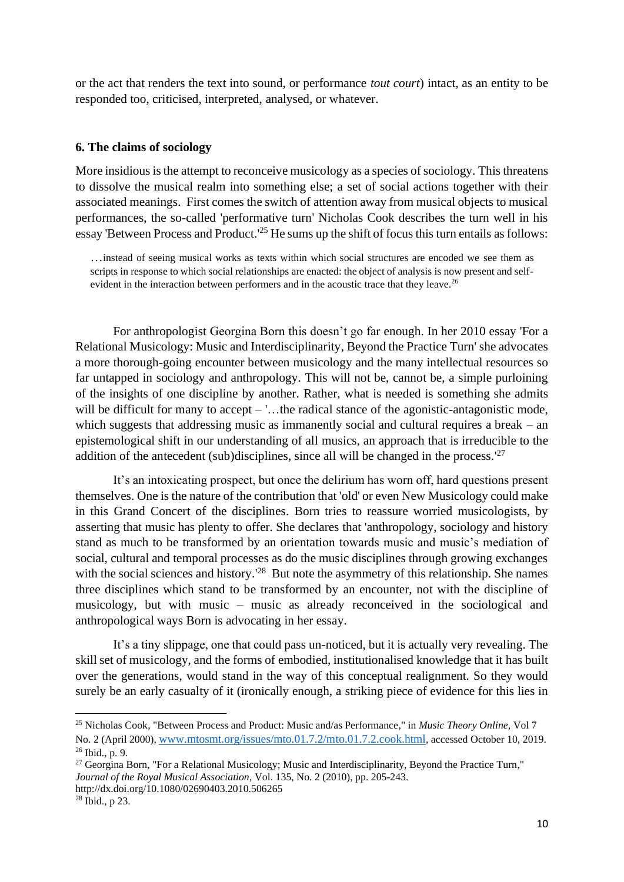or the act that renders the text into sound, or performance *tout court*) intact, as an entity to be responded too, criticised, interpreted, analysed, or whatever.

### 6. The claims of sociology

More insidious is the attempt to reconceive musicology as a species of sociology. This threatens to dissolve the musical realm into something else; a set of social actions together with their associated meanings. First comes the switch of attention away from musical objects to musical performances, the so-called 'performative turn' Nicholas Cook describes the turn well in his essay 'Between Process and Product.'[25] He sums up the shift of focus this turn entails as follows:

> …instead of seeing musical works as texts within which social structures are encoded we see them as scripts in response to which social relationships are enacted: the object of analysis is now present and self-evident in the interaction between performers and in the acoustic trace that they leave.[26]

For anthropologist Georgina Born this doesn't go far enough. In her 2010 essay 'For a Relational Musicology: Music and Interdisciplinarity, Beyond the Practice Turn' she advocates a more thorough-going encounter between musicology and the many intellectual resources so far untapped in sociology and anthropology. This will not be, cannot be, a simple purloining of the insights of one discipline by another. Rather, what is needed is something she admits will be difficult for many to accept – '…the radical stance of the agonistic-antagonistic mode, which suggests that addressing music as immanently social and cultural requires a break – an epistemological shift in our understanding of all musics, an approach that is irreducible to the addition of the antecedent (sub)disciplines, since all will be changed in the process.'[27]

It's an intoxicating prospect, but once the delirium has worn off, hard questions present themselves. One is the nature of the contribution that 'old' or even New Musicology could make in this Grand Concert of the disciplines. Born tries to reassure worried musicologists, by asserting that music has plenty to offer. She declares that 'anthropology, sociology and history stand as much to be transformed by an orientation towards music and music's mediation of social, cultural and temporal processes as do the music disciplines through growing exchanges with the social sciences and history.'[28] But note the asymmetry of this relationship. She names three disciplines which stand to be transformed by an encounter, not with the discipline of musicology, but with music – music as already reconceived in the sociological and anthropological ways Born is advocating in her essay.

It's a tiny slippage, one that could pass un-noticed, but it is actually very revealing. The skill set of musicology, and the forms of embodied, institutionalised knowledge that it has built over the generations, would stand in the way of this conceptual realignment. So they would surely be an early casualty of it (ironically enough, a striking piece of evidence for this lies in

---

[25] Nicholas Cook, "Between Process and Product: Music and/as Performance," in *Music Theory Online*, Vol 7 No. 2 (April 2000), [www.mtosmt.org/issues/mto.01.7.2/mto.01.7.2.cook.html](www.mtosmt.org/issues/mto.01.7.2/mto.01.7.2.cook.html), accessed October 10, 2019.

[26] Ibid., p. 9.

[27] Georgina Born, "For a Relational Musicology; Music and Interdisciplinarity, Beyond the Practice Turn," *Journal of the Royal Musical Association*, Vol. 135, No. 2 (2010), pp. 205-243. http://dx.doi.org/10.1080/02690403.2010.506265

[28] Ibid., p 23.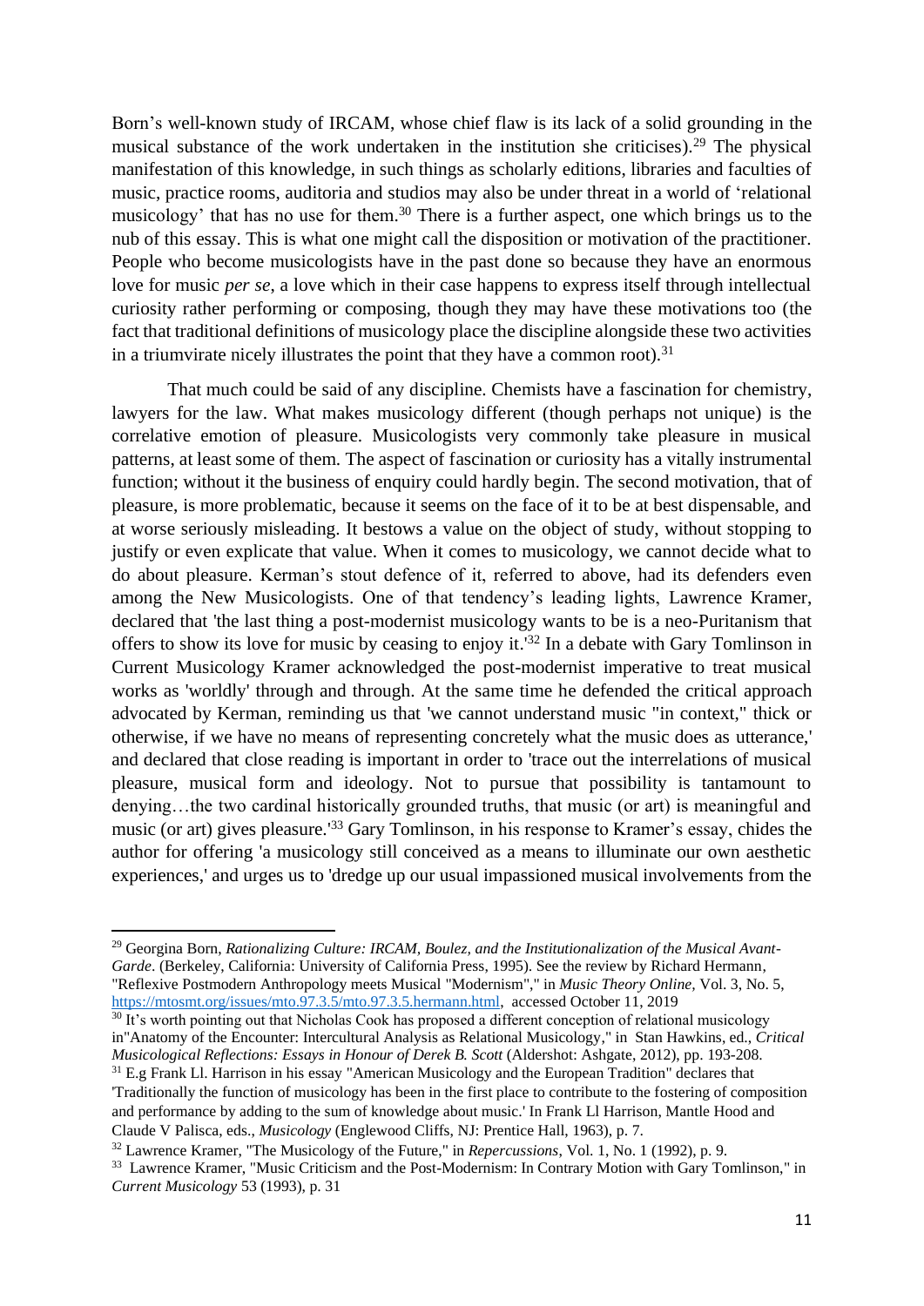Born's well-known study of IRCAM, whose chief flaw is its lack of a solid grounding in the musical substance of the work undertaken in the institution she criticises).[29] The physical manifestation of this knowledge, in such things as scholarly editions, libraries and faculties of music, practice rooms, auditoria and studios may also be under threat in a world of 'relational musicology' that has no use for them.[30] There is a further aspect, one which brings us to the nub of this essay. This is what one might call the disposition or motivation of the practitioner. People who become musicologists have in the past done so because they have an enormous love for music *per se*, a love which in their case happens to express itself through intellectual curiosity rather performing or composing, though they may have these motivations too (the fact that traditional definitions of musicology place the discipline alongside these two activities in a triumvirate nicely illustrates the point that they have a common root).[31]

That much could be said of any discipline. Chemists have a fascination for chemistry, lawyers for the law. What makes musicology different (though perhaps not unique) is the correlative emotion of pleasure. Musicologists very commonly take pleasure in musical patterns, at least some of them. The aspect of fascination or curiosity has a vitally instrumental function; without it the business of enquiry could hardly begin. The second motivation, that of pleasure, is more problematic, because it seems on the face of it to be at best dispensable, and at worse seriously misleading. It bestows a value on the object of study, without stopping to justify or even explicate that value. When it comes to musicology, we cannot decide what to do about pleasure. Kerman's stout defence of it, referred to above, had its defenders even among the New Musicologists. One of that tendency's leading lights, Lawrence Kramer, declared that 'the last thing a post-modernist musicology wants to be is a neo-Puritanism that offers to show its love for music by ceasing to enjoy it.'[32] In a debate with Gary Tomlinson in Current Musicology Kramer acknowledged the post-modernist imperative to treat musical works as 'worldly' through and through. At the same time he defended the critical approach advocated by Kerman, reminding us that 'we cannot understand music "in context," thick or otherwise, if we have no means of representing concretely what the music does as utterance,' and declared that close reading is important in order to 'trace out the interrelations of musical pleasure, musical form and ideology. Not to pursue that possibility is tantamount to denying…the two cardinal historically grounded truths, that music (or art) is meaningful and music (or art) gives pleasure.'[33] Gary Tomlinson, in his response to Kramer's essay, chides the author for offering 'a musicology still conceived as a means to illuminate our own aesthetic experiences,' and urges us to 'dredge up our usual impassioned musical involvements from the

---

[29] Georgina Born, *Rationalizing Culture: IRCAM, Boulez, and the Institutionalization of the Musical Avant-Garde*. (Berkeley, California: University of California Press, 1995). See the review by Richard Hermann, "Reflexive Postmodern Anthropology meets Musical "Modernism"," in *Music Theory Online*, Vol. 3, No. 5, https://mtosmt.org/issues/mto.97.3.5/mto.97.3.5.hermann.html, accessed October 11, 2019

[30] It's worth pointing out that Nicholas Cook has proposed a different conception of relational musicology in"Anatomy of the Encounter: Intercultural Analysis as Relational Musicology," in Stan Hawkins, ed., *Critical Musicological Reflections: Essays in Honour of Derek B. Scott* (Aldershot: Ashgate, 2012), pp. 193-208.

[31] E.g Frank Ll. Harrison in his essay "American Musicology and the European Tradition" declares that 'Traditionally the function of musicology has been in the first place to contribute to the fostering of composition and performance by adding to the sum of knowledge about music.' In Frank Ll Harrison, Mantle Hood and Claude V Palisca, eds., *Musicology* (Englewood Cliffs, NJ: Prentice Hall, 1963), p. 7.

[32] Lawrence Kramer, "The Musicology of the Future," in *Repercussions*, Vol. 1, No. 1 (1992), p. 9.

[33] Lawrence Kramer, "Music Criticism and the Post-Modernism: In Contrary Motion with Gary Tomlinson," in *Current Musicology* 53 (1993), p. 31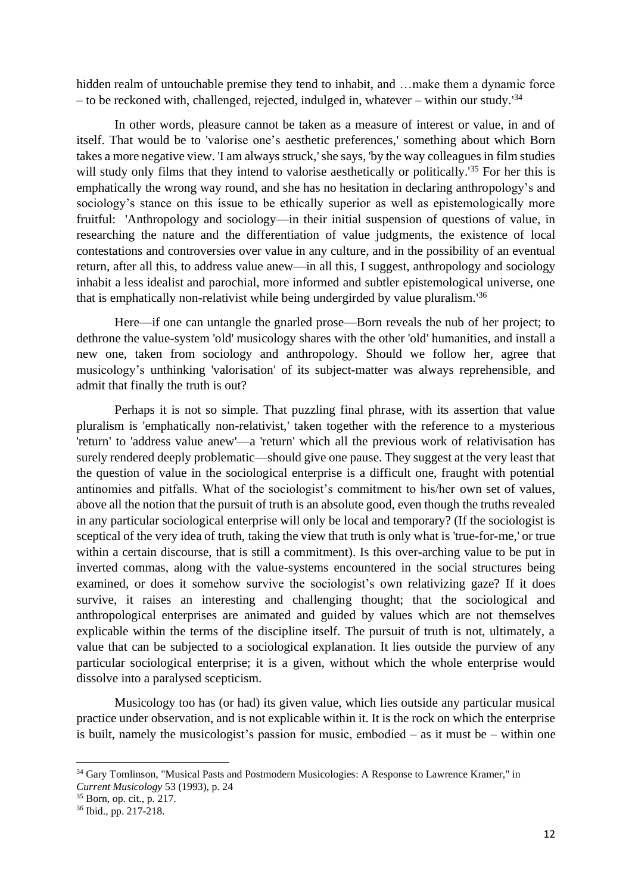hidden realm of untouchable premise they tend to inhabit, and …make them a dynamic force – to be reckoned with, challenged, rejected, indulged in, whatever – within our study.'[34]

In other words, pleasure cannot be taken as a measure of interest or value, in and of itself. That would be to 'valorise one's aesthetic preferences,' something about which Born takes a more negative view. 'I am always struck,' she says, 'by the way colleagues in film studies will study only films that they intend to valorise aesthetically or politically.'[35] For her this is emphatically the wrong way round, and she has no hesitation in declaring anthropology's and sociology's stance on this issue to be ethically superior as well as epistemologically more fruitful: 'Anthropology and sociology—in their initial suspension of questions of value, in researching the nature and the differentiation of value judgments, the existence of local contestations and controversies over value in any culture, and in the possibility of an eventual return, after all this, to address value anew—in all this, I suggest, anthropology and sociology inhabit a less idealist and parochial, more informed and subtler epistemological universe, one that is emphatically non-relativist while being undergirded by value pluralism.'[36]

Here—if one can untangle the gnarled prose—Born reveals the nub of her project; to dethrone the value-system 'old' musicology shares with the other 'old' humanities, and install a new one, taken from sociology and anthropology. Should we follow her, agree that musicology's unthinking 'valorisation' of its subject-matter was always reprehensible, and admit that finally the truth is out?

Perhaps it is not so simple. That puzzling final phrase, with its assertion that value pluralism is 'emphatically non-relativist,' taken together with the reference to a mysterious 'return' to 'address value anew'—a 'return' which all the previous work of relativisation has surely rendered deeply problematic—should give one pause. They suggest at the very least that the question of value in the sociological enterprise is a difficult one, fraught with potential antinomies and pitfalls. What of the sociologist's commitment to his/her own set of values, above all the notion that the pursuit of truth is an absolute good, even though the truths revealed in any particular sociological enterprise will only be local and temporary? (If the sociologist is sceptical of the very idea of truth, taking the view that truth is only what is 'true-for-me,' or true within a certain discourse, that is still a commitment). Is this over-arching value to be put in inverted commas, along with the value-systems encountered in the social structures being examined, or does it somehow survive the sociologist's own relativizing gaze? If it does survive, it raises an interesting and challenging thought; that the sociological and anthropological enterprises are animated and guided by values which are not themselves explicable within the terms of the discipline itself. The pursuit of truth is not, ultimately, a value that can be subjected to a sociological explanation. It lies outside the purview of any particular sociological enterprise; it is a given, without which the whole enterprise would dissolve into a paralysed scepticism.

Musicology too has (or had) its given value, which lies outside any particular musical practice under observation, and is not explicable within it. It is the rock on which the enterprise is built, namely the musicologist's passion for music, embodied – as it must be – within one

---

[34] Gary Tomlinson, "Musical Pasts and Postmodern Musicologies: A Response to Lawrence Kramer," in *Current Musicology* 53 (1993), p. 24

[35] Born, op. cit., p. 217.

[36] Ibid., pp. 217-218.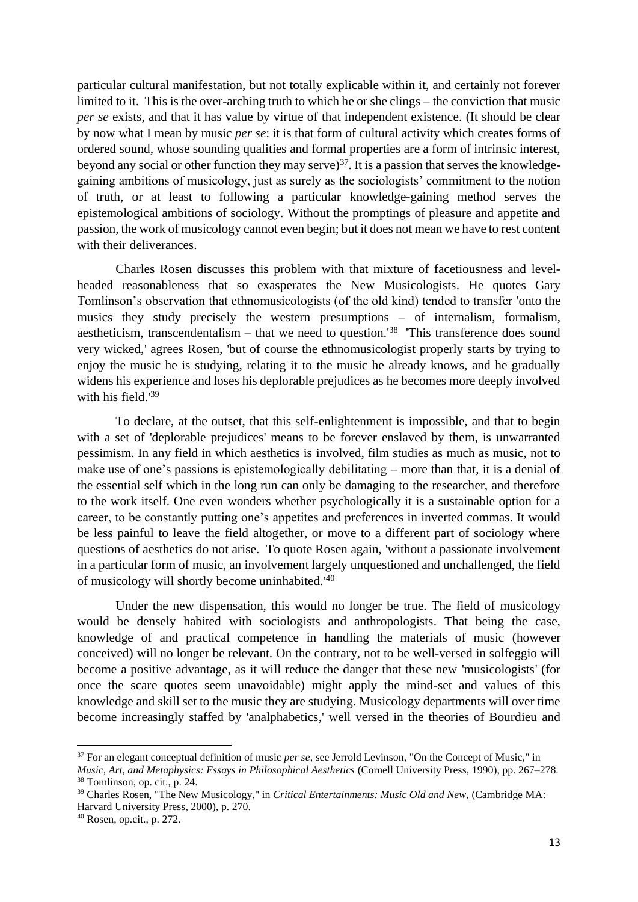particular cultural manifestation, but not totally explicable within it, and certainly not forever limited to it. This is the over-arching truth to which he or she clings – the conviction that music *per se* exists, and that it has value by virtue of that independent existence. (It should be clear by now what I mean by music *per se*: it is that form of cultural activity which creates forms of ordered sound, whose sounding qualities and formal properties are a form of intrinsic interest, beyond any social or other function they may serve)[37]. It is a passion that serves the knowledge-gaining ambitions of musicology, just as surely as the sociologists' commitment to the notion of truth, or at least to following a particular knowledge-gaining method serves the epistemological ambitions of sociology. Without the promptings of pleasure and appetite and passion, the work of musicology cannot even begin; but it does not mean we have to rest content with their deliverances.

Charles Rosen discusses this problem with that mixture of facetiousness and level-headed reasonableness that so exasperates the New Musicologists. He quotes Gary Tomlinson's observation that ethnomusicologists (of the old kind) tended to transfer 'onto the musics they study precisely the western presumptions – of internalism, formalism, aestheticism, transcendentalism – that we need to question.'[38] 'This transference does sound very wicked,' agrees Rosen, 'but of course the ethnomusicologist properly starts by trying to enjoy the music he is studying, relating it to the music he already knows, and he gradually widens his experience and loses his deplorable prejudices as he becomes more deeply involved with his field.'[39]

To declare, at the outset, that this self-enlightenment is impossible, and that to begin with a set of 'deplorable prejudices' means to be forever enslaved by them, is unwarranted pessimism. In any field in which aesthetics is involved, film studies as much as music, not to make use of one's passions is epistemologically debilitating – more than that, it is a denial of the essential self which in the long run can only be damaging to the researcher, and therefore to the work itself. One even wonders whether psychologically it is a sustainable option for a career, to be constantly putting one's appetites and preferences in inverted commas. It would be less painful to leave the field altogether, or move to a different part of sociology where questions of aesthetics do not arise. To quote Rosen again, 'without a passionate involvement in a particular form of music, an involvement largely unquestioned and unchallenged, the field of musicology will shortly become uninhabited.'[40]

Under the new dispensation, this would no longer be true. The field of musicology would be densely habited with sociologists and anthropologists. That being the case, knowledge of and practical competence in handling the materials of music (however conceived) will no longer be relevant. On the contrary, not to be well-versed in solfeggio will become a positive advantage, as it will reduce the danger that these new 'musicologists' (for once the scare quotes seem unavoidable) might apply the mind-set and values of this knowledge and skill set to the music they are studying. Musicology departments will over time become increasingly staffed by 'analphabetics,' well versed in the theories of Bourdieu and

---

[37] For an elegant conceptual definition of music *per se*, see Jerrold Levinson, "On the Concept of Music," in *Music, Art, and Metaphysics: Essays in Philosophical Aesthetics* (Cornell University Press, 1990), pp. 267–278.

[38] Tomlinson, op. cit., p. 24.

[39] Charles Rosen, "The New Musicology," in *Critical Entertainments: Music Old and New*, (Cambridge MA: Harvard University Press, 2000), p. 270.

[40] Rosen, op.cit., p. 272.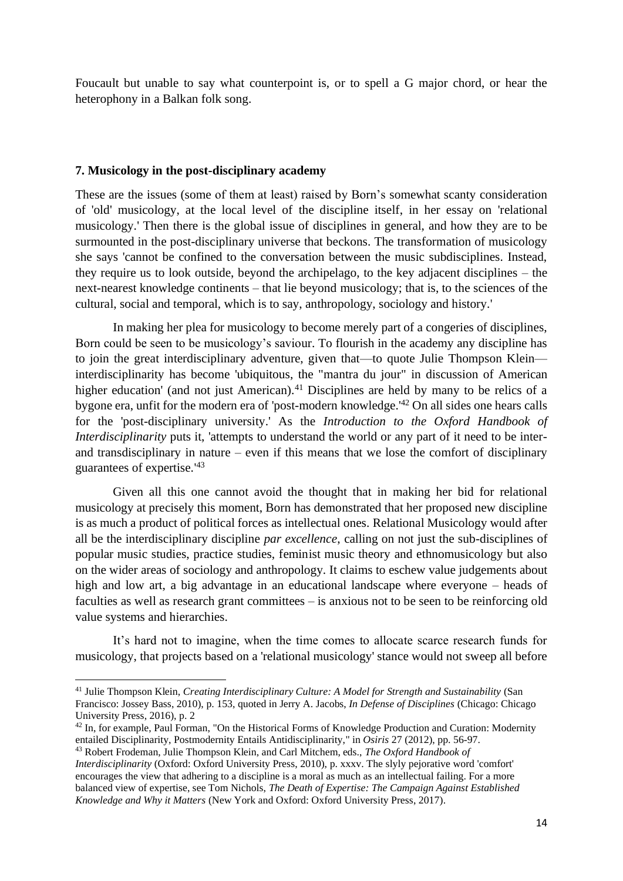Foucault but unable to say what counterpoint is, or to spell a G major chord, or hear the heterophony in a Balkan folk song.

### 7. Musicology in the post-disciplinary academy

These are the issues (some of them at least) raised by Born's somewhat scanty consideration of 'old' musicology, at the local level of the discipline itself, in her essay on 'relational musicology.' Then there is the global issue of disciplines in general, and how they are to be surmounted in the post-disciplinary universe that beckons. The transformation of musicology she says 'cannot be confined to the conversation between the music subdisciplines. Instead, they require us to look outside, beyond the archipelago, to the key adjacent disciplines – the next-nearest knowledge continents – that lie beyond musicology; that is, to the sciences of the cultural, social and temporal, which is to say, anthropology, sociology and history.'

In making her plea for musicology to become merely part of a congeries of disciplines, Born could be seen to be musicology's saviour. To flourish in the academy any discipline has to join the great interdisciplinary adventure, given that—to quote Julie Thompson Klein—interdisciplinarity has become 'ubiquitous, the "mantra du jour" in discussion of American higher education' (and not just American).[41] Disciplines are held by many to be relics of a bygone era, unfit for the modern era of 'post-modern knowledge.'[42] On all sides one hears calls for the 'post-disciplinary university.' As the *Introduction to the Oxford Handbook of Interdisciplinarity* puts it, 'attempts to understand the world or any part of it need to be inter- and transdisciplinary in nature – even if this means that we lose the comfort of disciplinary guarantees of expertise.'[43]

Given all this one cannot avoid the thought that in making her bid for relational musicology at precisely this moment, Born has demonstrated that her proposed new discipline is as much a product of political forces as intellectual ones. Relational Musicology would after all be the interdisciplinary discipline *par excellence*, calling on not just the sub-disciplines of popular music studies, practice studies, feminist music theory and ethnomusicology but also on the wider areas of sociology and anthropology. It claims to eschew value judgements about high and low art, a big advantage in an educational landscape where everyone – heads of faculties as well as research grant committees – is anxious not to be seen to be reinforcing old value systems and hierarchies.

It's hard not to imagine, when the time comes to allocate scarce research funds for musicology, that projects based on a 'relational musicology' stance would not sweep all before

---

[41] Julie Thompson Klein, *Creating Interdisciplinary Culture: A Model for Strength and Sustainability* (San Francisco: Jossey Bass, 2010), p. 153, quoted in Jerry A. Jacobs, *In Defense of Disciplines* (Chicago: Chicago University Press, 2016), p. 2

[42] In, for example, Paul Forman, "On the Historical Forms of Knowledge Production and Curation: Modernity entailed Disciplinarity, Postmodernity Entails Antidisciplinarity," in *Osiris* 27 (2012), pp. 56-97.

[43] Robert Frodeman, Julie Thompson Klein, and Carl Mitchem, eds., *The Oxford Handbook of Interdisciplinarity* (Oxford: Oxford University Press, 2010), p. xxxv. The slyly pejorative word 'comfort' encourages the view that adhering to a discipline is a moral as much as an intellectual failing. For a more balanced view of expertise, see Tom Nichols, *The Death of Expertise: The Campaign Against Established Knowledge and Why it Matters* (New York and Oxford: Oxford University Press, 2017).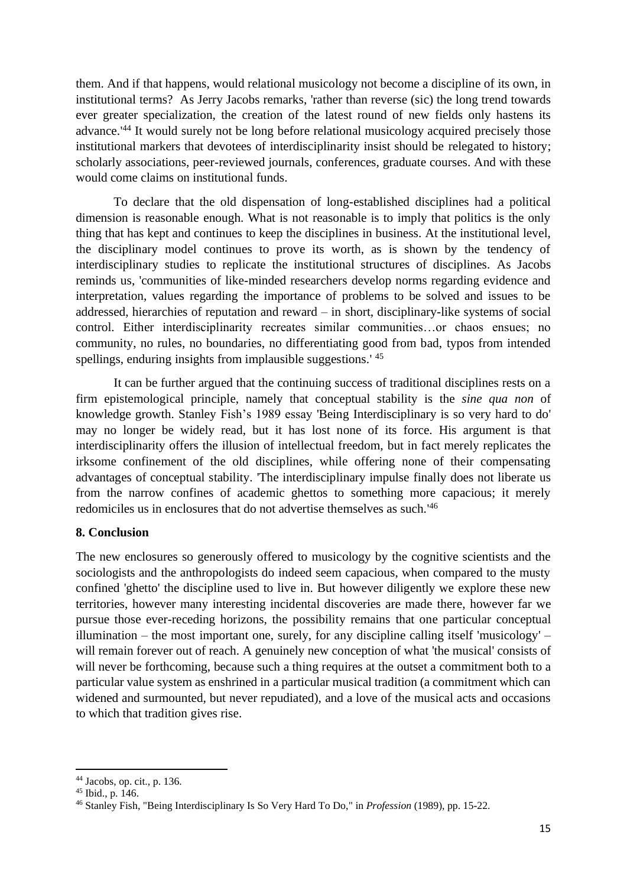them. And if that happens, would relational musicology not become a discipline of its own, in institutional terms? As Jerry Jacobs remarks, 'rather than reverse (sic) the long trend towards ever greater specialization, the creation of the latest round of new fields only hastens its advance.'[44] It would surely not be long before relational musicology acquired precisely those institutional markers that devotees of interdisciplinarity insist should be relegated to history; scholarly associations, peer-reviewed journals, conferences, graduate courses. And with these would come claims on institutional funds.

To declare that the old dispensation of long-established disciplines had a political dimension is reasonable enough. What is not reasonable is to imply that politics is the only thing that has kept and continues to keep the disciplines in business. At the institutional level, the disciplinary model continues to prove its worth, as is shown by the tendency of interdisciplinary studies to replicate the institutional structures of disciplines. As Jacobs reminds us, 'communities of like-minded researchers develop norms regarding evidence and interpretation, values regarding the importance of problems to be solved and issues to be addressed, hierarchies of reputation and reward – in short, disciplinary-like systems of social control. Either interdisciplinarity recreates similar communities…or chaos ensues; no community, no rules, no boundaries, no differentiating good from bad, typos from intended spellings, enduring insights from implausible suggestions.'[45]

It can be further argued that the continuing success of traditional disciplines rests on a firm epistemological principle, namely that conceptual stability is the *sine qua non* of knowledge growth. Stanley Fish's 1989 essay 'Being Interdisciplinary is so very hard to do' may no longer be widely read, but it has lost none of its force. His argument is that interdisciplinarity offers the illusion of intellectual freedom, but in fact merely replicates the irksome confinement of the old disciplines, while offering none of their compensating advantages of conceptual stability. 'The interdisciplinary impulse finally does not liberate us from the narrow confines of academic ghettos to something more capacious; it merely redomiciles us in enclosures that do not advertise themselves as such.'[46]

## 8. Conclusion

The new enclosures so generously offered to musicology by the cognitive scientists and the sociologists and the anthropologists do indeed seem capacious, when compared to the musty confined 'ghetto' the discipline used to live in. But however diligently we explore these new territories, however many interesting incidental discoveries are made there, however far we pursue those ever-receding horizons, the possibility remains that one particular conceptual illumination – the most important one, surely, for any discipline calling itself 'musicology' – will remain forever out of reach. A genuinely new conception of what 'the musical' consists of will never be forthcoming, because such a thing requires at the outset a commitment both to a particular value system as enshrined in a particular musical tradition (a commitment which can widened and surmounted, but never repudiated), and a love of the musical acts and occasions to which that tradition gives rise.

---

[44] Jacobs, op. cit., p. 136.

[45] Ibid., p. 146.

[46] Stanley Fish, "Being Interdisciplinary Is So Very Hard To Do," in *Profession* (1989), pp. 15-22.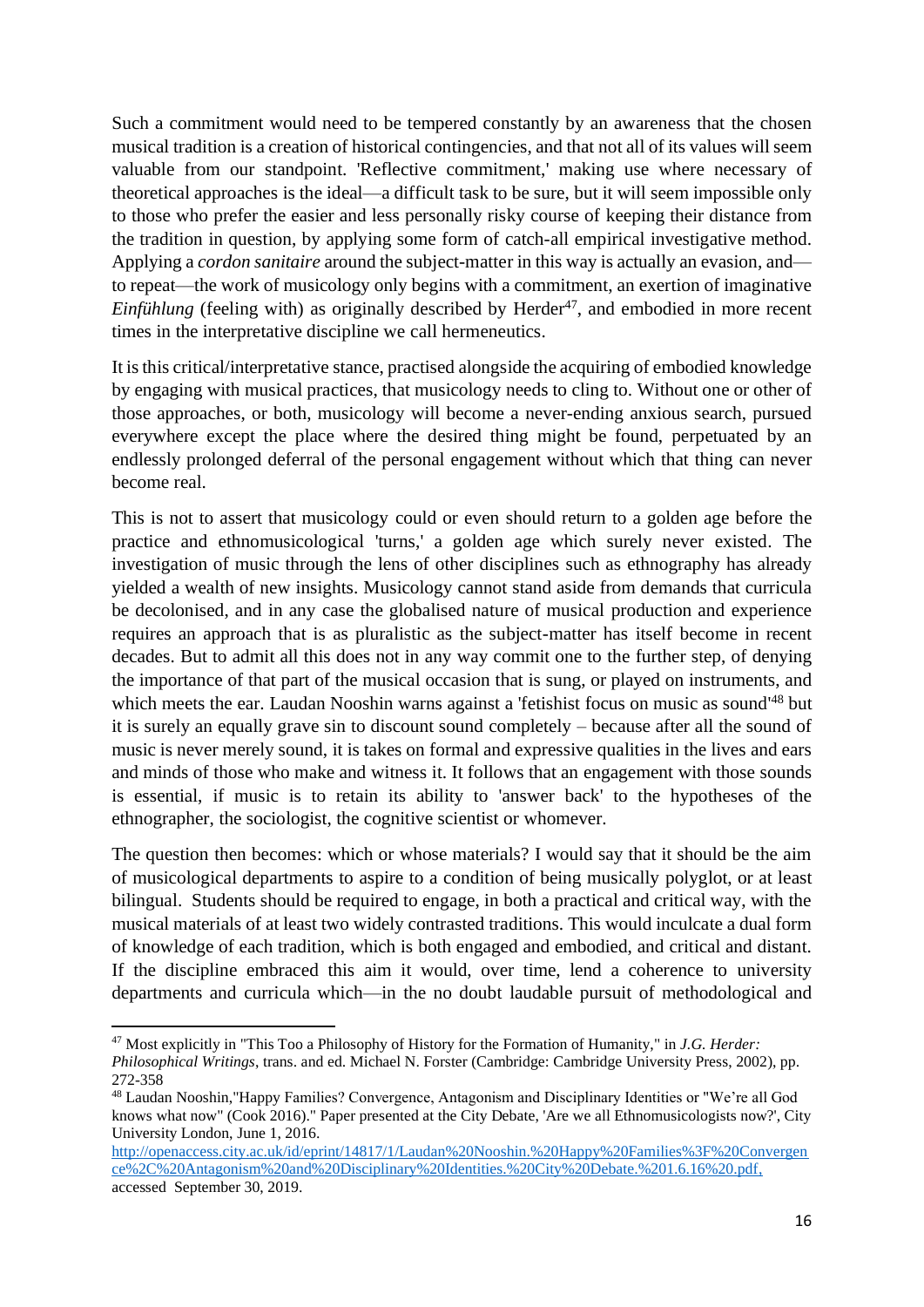Such a commitment would need to be tempered constantly by an awareness that the chosen musical tradition is a creation of historical contingencies, and that not all of its values will seem valuable from our standpoint. 'Reflective commitment,' making use where necessary of theoretical approaches is the ideal—a difficult task to be sure, but it will seem impossible only to those who prefer the easier and less personally risky course of keeping their distance from the tradition in question, by applying some form of catch-all empirical investigative method. Applying a *cordon sanitaire* around the subject-matter in this way is actually an evasion, and—to repeat—the work of musicology only begins with a commitment, an exertion of imaginative *Einfühlung* (feeling with) as originally described by Herder[47], and embodied in more recent times in the interpretative discipline we call hermeneutics.

It is this critical/interpretative stance, practised alongside the acquiring of embodied knowledge by engaging with musical practices, that musicology needs to cling to. Without one or other of those approaches, or both, musicology will become a never-ending anxious search, pursued everywhere except the place where the desired thing might be found, perpetuated by an endlessly prolonged deferral of the personal engagement without which that thing can never become real.

This is not to assert that musicology could or even should return to a golden age before the practice and ethnomusicological 'turns,' a golden age which surely never existed. The investigation of music through the lens of other disciplines such as ethnography has already yielded a wealth of new insights. Musicology cannot stand aside from demands that curricula be decolonised, and in any case the globalised nature of musical production and experience requires an approach that is as pluralistic as the subject-matter has itself become in recent decades. But to admit all this does not in any way commit one to the further step, of denying the importance of that part of the musical occasion that is sung, or played on instruments, and which meets the ear. Laudan Nooshin warns against a 'fetishist focus on music as sound'[48] but it is surely an equally grave sin to discount sound completely – because after all the sound of music is never merely sound, it is takes on formal and expressive qualities in the lives and ears and minds of those who make and witness it. It follows that an engagement with those sounds is essential, if music is to retain its ability to 'answer back' to the hypotheses of the ethnographer, the sociologist, the cognitive scientist or whomever.

The question then becomes: which or whose materials? I would say that it should be the aim of musicological departments to aspire to a condition of being musically polyglot, or at least bilingual. Students should be required to engage, in both a practical and critical way, with the musical materials of at least two widely contrasted traditions. This would inculcate a dual form of knowledge of each tradition, which is both engaged and embodied, and critical and distant. If the discipline embraced this aim it would, over time, lend a coherence to university departments and curricula which—in the no doubt laudable pursuit of methodological and

---

[47] Most explicitly in "This Too a Philosophy of History for the Formation of Humanity," in *J.G. Herder: Philosophical Writings*, trans. and ed. Michael N. Forster (Cambridge: Cambridge University Press, 2002), pp. 272-358

[48] Laudan Nooshin,"Happy Families? Convergence, Antagonism and Disciplinary Identities or "We're all God knows what now" (Cook 2016)." Paper presented at the City Debate, 'Are we all Ethnomusicologists now?', City University London, June 1, 2016. http://openaccess.city.ac.uk/id/eprint/14817/1/Laudan%20Nooshin.%20Happy%20Families%3F%20Convergence%2C%20Antagonism%20and%20Disciplinary%20Identities.%20City%20Debate.%201.6.16%20.pdf, accessed September 30, 2019.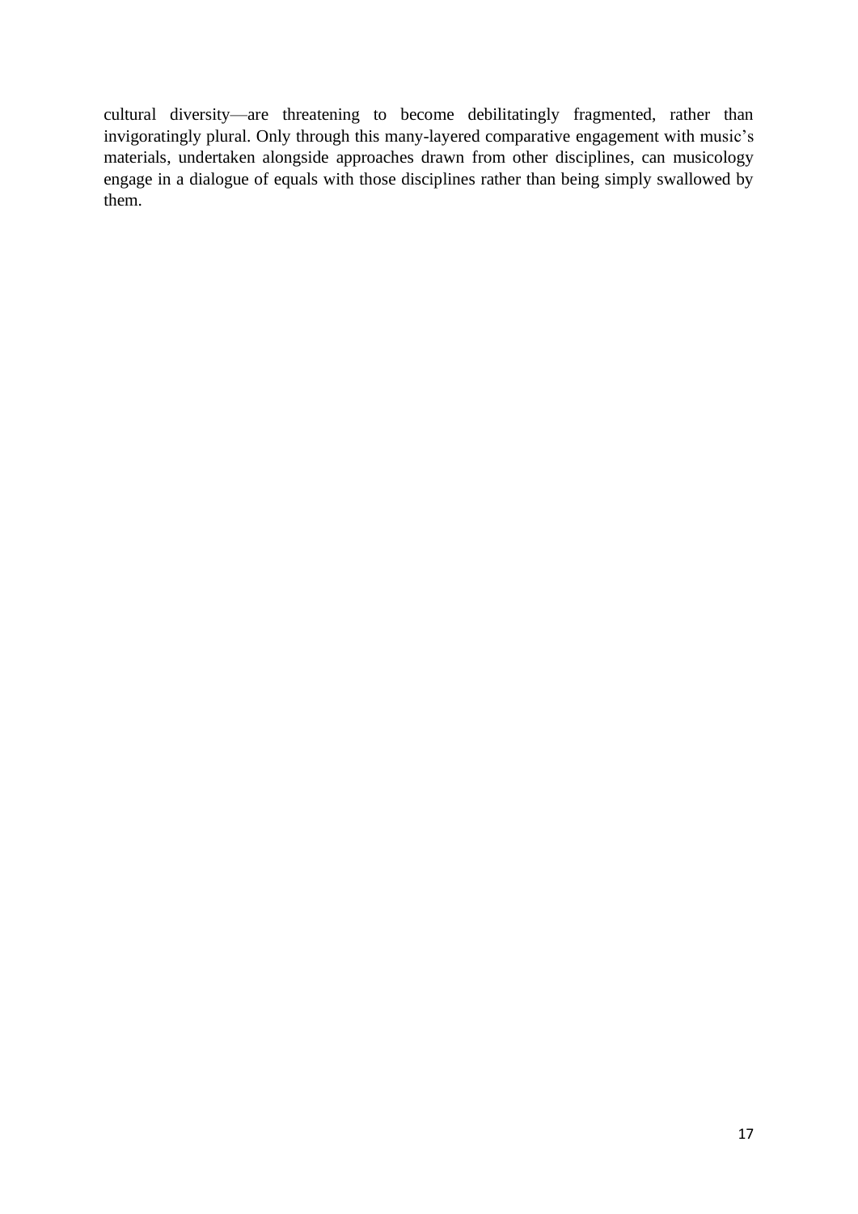cultural diversity—are threatening to become debilitatingly fragmented, rather than invigoratingly plural. Only through this many-layered comparative engagement with music's materials, undertaken alongside approaches drawn from other disciplines, can musicology engage in a dialogue of equals with those disciplines rather than being simply swallowed by them.